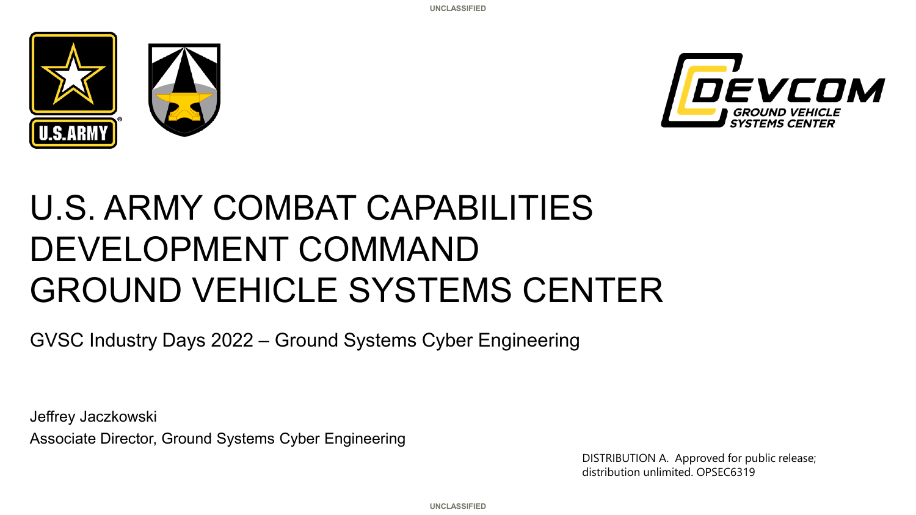UNCLASSIFIED

# U.S. ARMY COMBAT CAPABILITIES DEVELOPMENT COMMAND GROUND VEHICLE SYSTEMS CENTER

GVSC Industry Days 2022 – Ground Systems Cyber Engineering

Jeffrey Jaczkowski

Associate Director, Ground Systems Cyber Engineering

DISTRIBUTION A. Approved for public release; distribution unlimited. OPSEC6319

UNCLASSIFIED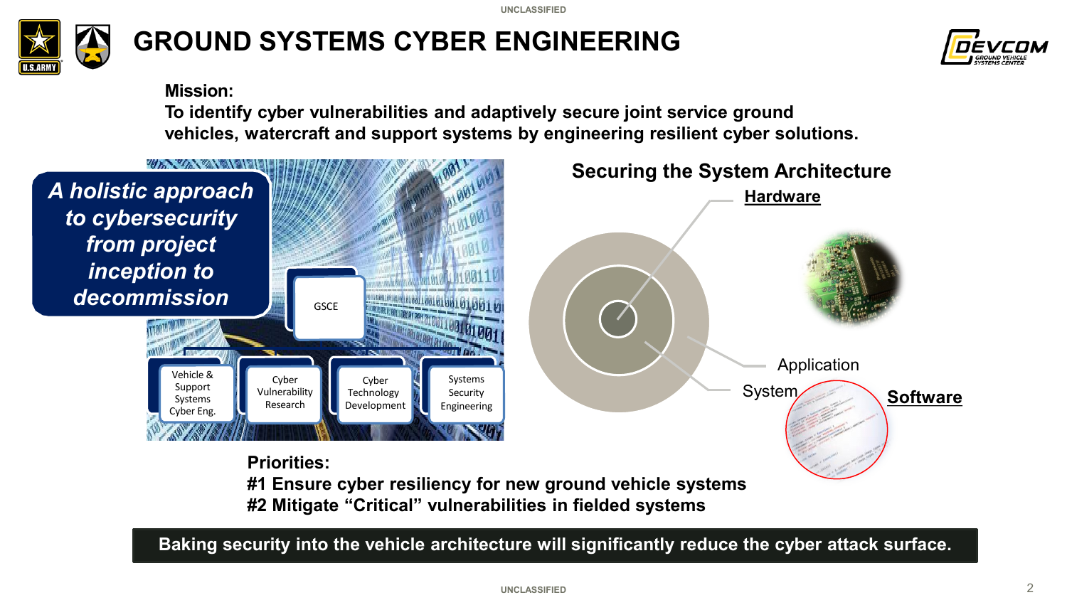# GROUND SYSTEMS CYBER ENGINEERING

**Mission:**
**To identify cyber vulnerabilities and adaptively secure joint service ground vehicles, watercraft and support systems by engineering resilient cyber solutions.**

***A holistic approach to cybersecurity from project inception to decommission***

GSCE

- Vehicle & Support Systems Cyber Eng.
- Cyber Vulnerability Research
- Cyber Technology Development
- Systems Security Engineering

## Securing the System Architecture

**Hardware**

Application

System

**Software**

**Priorities:**
**#1 Ensure cyber resiliency for new ground vehicle systems**
**#2 Mitigate "Critical" vulnerabilities in fielded systems**

**Baking security into the vehicle architecture will significantly reduce the cyber attack surface.**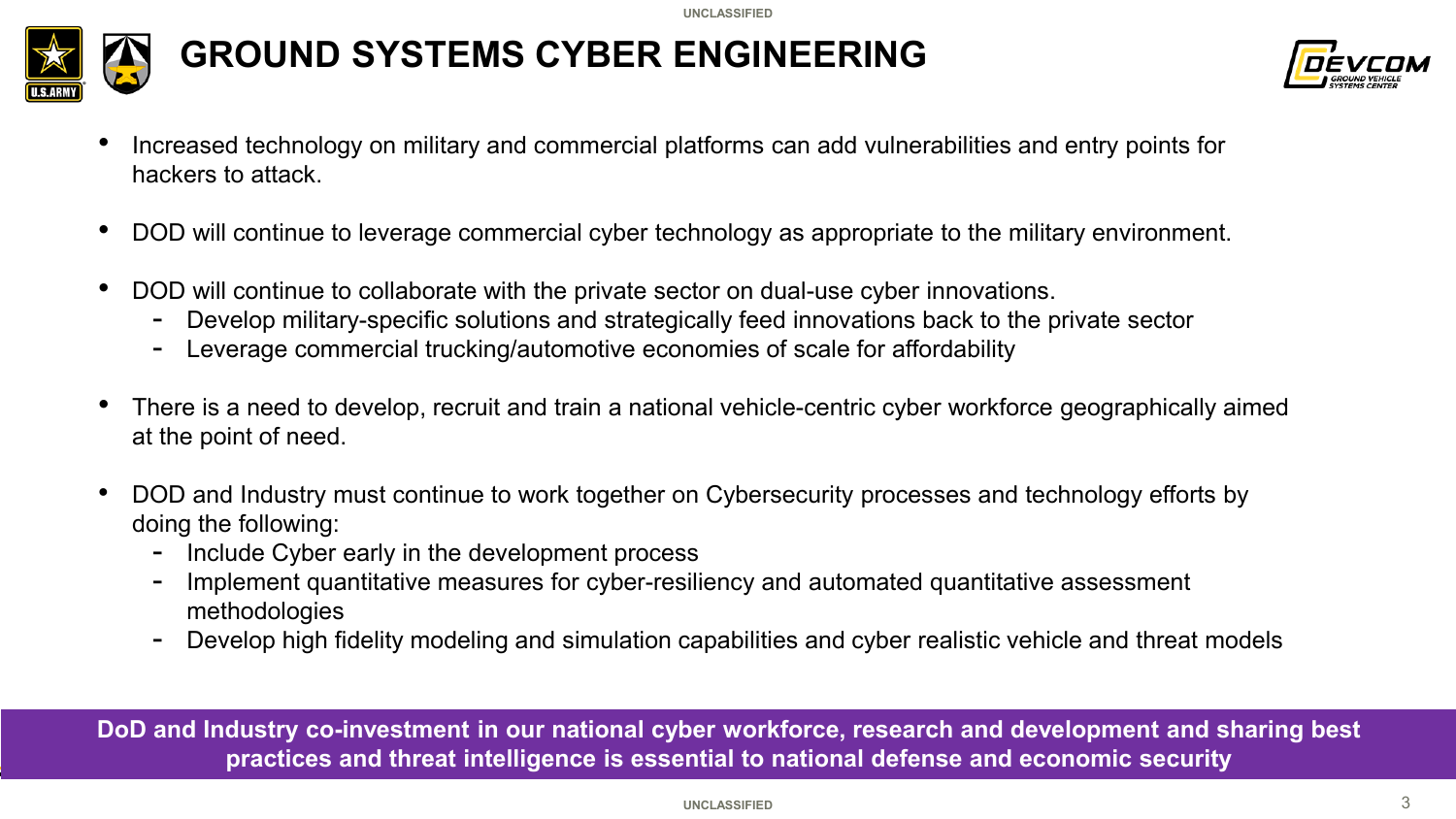# GROUND SYSTEMS CYBER ENGINEERING

- Increased technology on military and commercial platforms can add vulnerabilities and entry points for hackers to attack.

- DOD will continue to leverage commercial cyber technology as appropriate to the military environment.

- DOD will continue to collaborate with the private sector on dual-use cyber innovations.
  - Develop military-specific solutions and strategically feed innovations back to the private sector
  - Leverage commercial trucking/automotive economies of scale for affordability

- There is a need to develop, recruit and train a national vehicle-centric cyber workforce geographically aimed at the point of need.

- DOD and Industry must continue to work together on Cybersecurity processes and technology efforts by doing the following:
  - Include Cyber early in the development process
  - Implement quantitative measures for cyber-resiliency and automated quantitative assessment methodologies
  - Develop high fidelity modeling and simulation capabilities and cyber realistic vehicle and threat models

**DoD and Industry co-investment in our national cyber workforce, research and development and sharing best practices and threat intelligence is essential to national defense and economic security**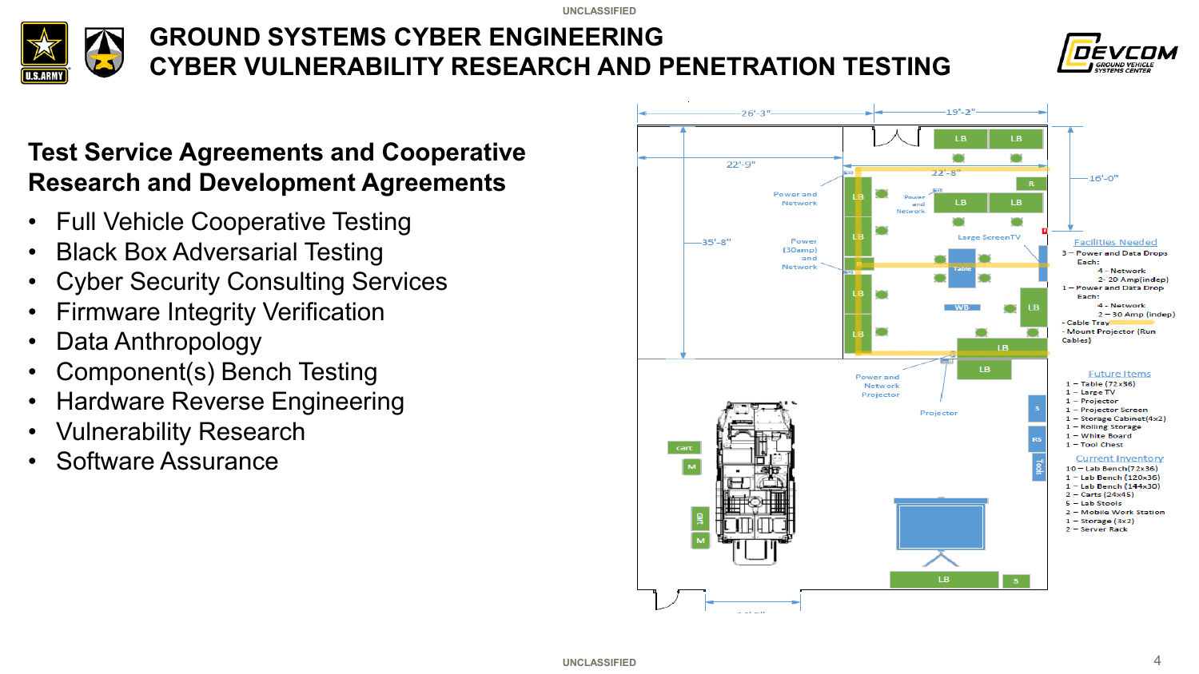# GROUND SYSTEMS CYBER ENGINEERING
# CYBER VULNERABILITY RESEARCH AND PENETRATION TESTING

## Test Service Agreements and Cooperative Research and Development Agreements

- Full Vehicle Cooperative Testing
- Black Box Adversarial Testing
- Cyber Security Consulting Services
- Firmware Integrity Verification
- Data Anthropology
- Component(s) Bench Testing
- Hardware Reverse Engineering
- Vulnerability Research
- Software Assurance

26'-3" 19'-2" 22'-9" 22'-8" 16'-0" 35'-8"

LB LB LB LB R LB LB LB Table WB LB LB LB LB LB LB S RS Tools S cart M cart M

Power and Network
Power and Network
Power (30amp) and Network
Large ScreenTV
Power and Network Projector
Projector

**Facilities Needed**
3 – Power and Data Drops
Each:
4 - Network
2- 20 Amp(indep)
1 – Power and Data Drop
Each:
4 - Network
2 – 30 Amp (indep)
- Cable Tray
- Mount Projector (Run Cables)

**Future Items**
1 – Table (72x36)
1 – Large TV
1 – Projector
1 – Projector Screen
1 – Storage Cabinet(4x2)
1 – Rolling Storage
1 – White Board
1 – Tool Chest

**Current Inventory**
10 – Lab Bench(72x36)
1 – Lab Bench (120x36)
1 – Lab Bench (144x30)
2 – Carts (24x45)
5 – Lab Stools
2 – Mobile Work Station
1 – Storage (3x2)
2 – Server Rack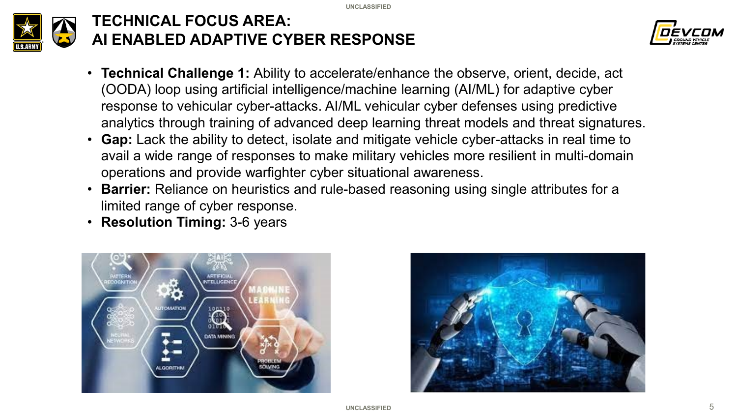# TECHNICAL FOCUS AREA: AI ENABLED ADAPTIVE CYBER RESPONSE

- **Technical Challenge 1:** Ability to accelerate/enhance the observe, orient, decide, act (OODA) loop using artificial intelligence/machine learning (AI/ML) for adaptive cyber response to vehicular cyber-attacks. AI/ML vehicular cyber defenses using predictive analytics through training of advanced deep learning threat models and threat signatures.
- **Gap:** Lack the ability to detect, isolate and mitigate vehicle cyber-attacks in real time to avail a wide range of responses to make military vehicles more resilient in multi-domain operations and provide warfighter cyber situational awareness.
- **Barrier:** Reliance on heuristics and rule-based reasoning using single attributes for a limited range of cyber response.
- **Resolution Timing:** 3-6 years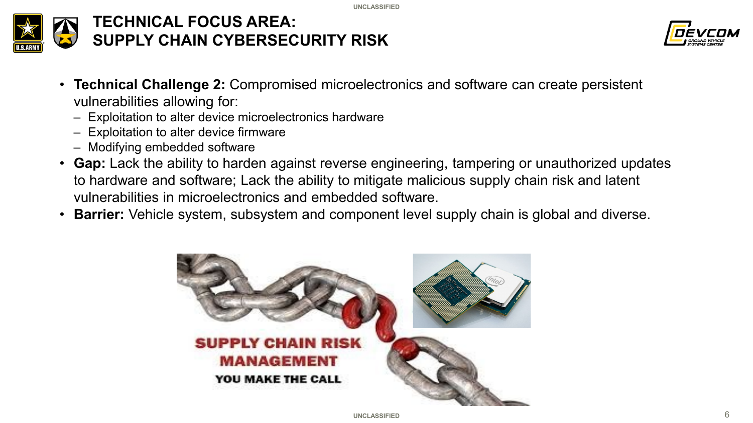# TECHNICAL FOCUS AREA: SUPPLY CHAIN CYBERSECURITY RISK

- **Technical Challenge 2:** Compromised microelectronics and software can create persistent vulnerabilities allowing for:
  - Exploitation to alter device microelectronics hardware
  - Exploitation to alter device firmware
  - Modifying embedded software
- **Gap:** Lack the ability to harden against reverse engineering, tampering or unauthorized updates to hardware and software; Lack the ability to mitigate malicious supply chain risk and latent vulnerabilities in microelectronics and embedded software.
- **Barrier:** Vehicle system, subsystem and component level supply chain is global and diverse.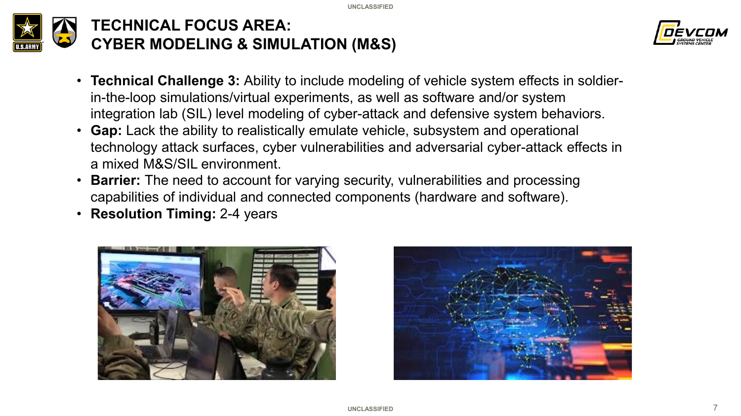# TECHNICAL FOCUS AREA: CYBER MODELING & SIMULATION (M&S)

- **Technical Challenge 3:** Ability to include modeling of vehicle system effects in soldier-in-the-loop simulations/virtual experiments, as well as software and/or system integration lab (SIL) level modeling of cyber-attack and defensive system behaviors.
- **Gap:** Lack the ability to realistically emulate vehicle, subsystem and operational technology attack surfaces, cyber vulnerabilities and adversarial cyber-attack effects in a mixed M&S/SIL environment.
- **Barrier:** The need to account for varying security, vulnerabilities and processing capabilities of individual and connected components (hardware and software).
- **Resolution Timing:** 2-4 years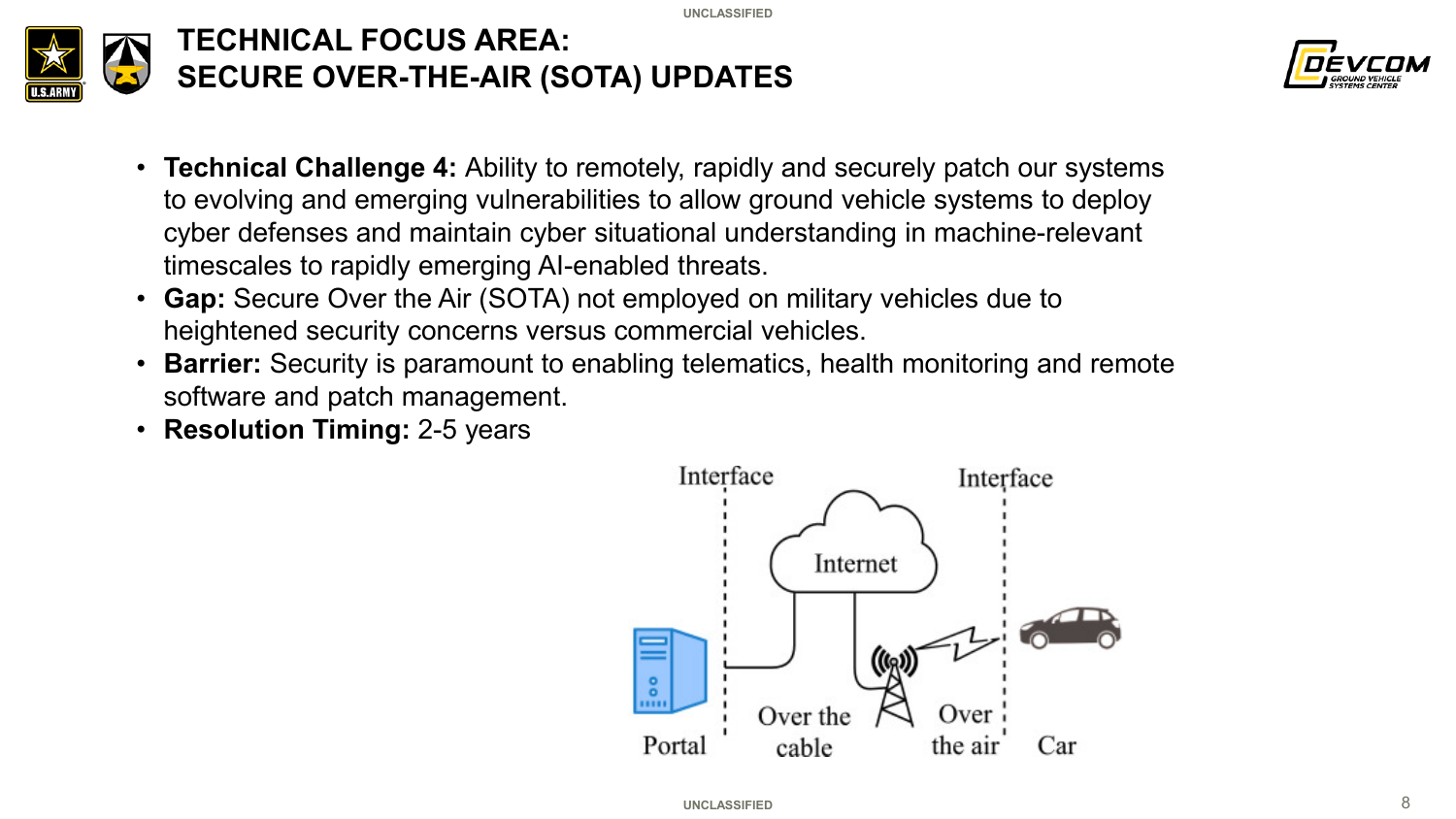# TECHNICAL FOCUS AREA: SECURE OVER-THE-AIR (SOTA) UPDATES

- **Technical Challenge 4:** Ability to remotely, rapidly and securely patch our systems to evolving and emerging vulnerabilities to allow ground vehicle systems to deploy cyber defenses and maintain cyber situational understanding in machine-relevant timescales to rapidly emerging AI-enabled threats.
- **Gap:** Secure Over the Air (SOTA) not employed on military vehicles due to heightened security concerns versus commercial vehicles.
- **Barrier:** Security is paramount to enabling telematics, health monitoring and remote software and patch management.
- **Resolution Timing:** 2-5 years

Interface | Internet | Interface

Portal | Over the cable | Over the air | Car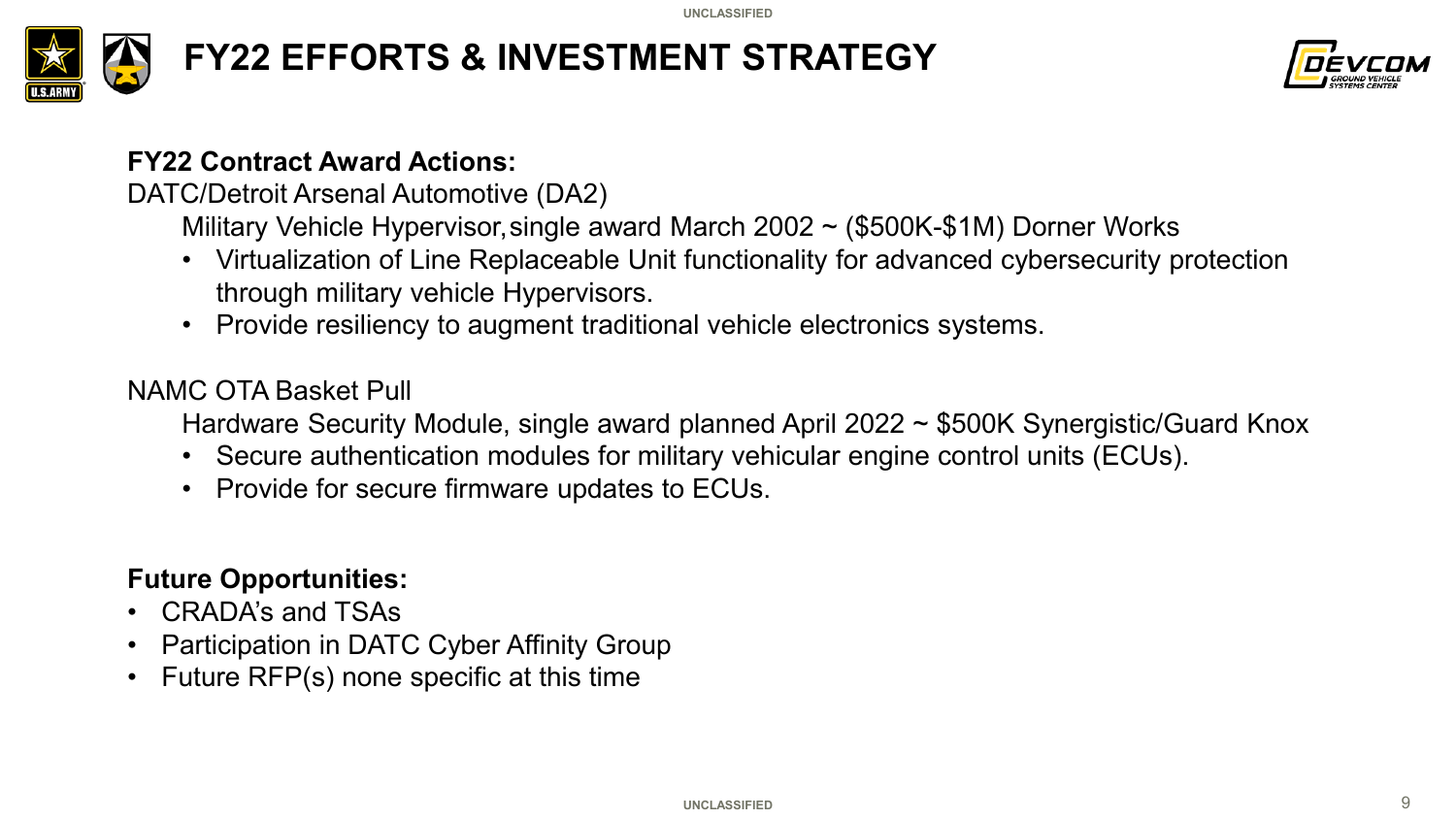# FY22 EFFORTS & INVESTMENT STRATEGY

**FY22 Contract Award Actions:**

DATC/Detroit Arsenal Automotive (DA2)

Military Vehicle Hypervisor, single award March 2002 ~ ($500K-$1M) Dorner Works

- Virtualization of Line Replaceable Unit functionality for advanced cybersecurity protection through military vehicle Hypervisors.
- Provide resiliency to augment traditional vehicle electronics systems.

NAMC OTA Basket Pull

Hardware Security Module, single award planned April 2022 ~ $500K Synergistic/Guard Knox

- Secure authentication modules for military vehicular engine control units (ECUs).
- Provide for secure firmware updates to ECUs.

**Future Opportunities:**

- CRADA's and TSAs
- Participation in DATC Cyber Affinity Group
- Future RFP(s) none specific at this time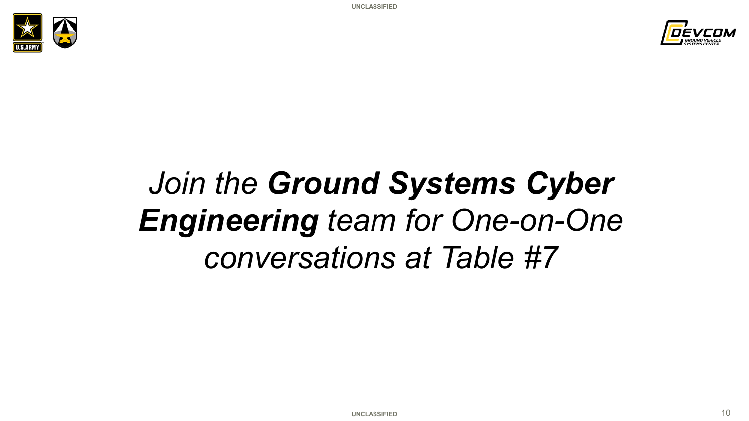*Join the* ***Ground Systems Cyber Engineering*** *team for One-on-One conversations at Table #7*